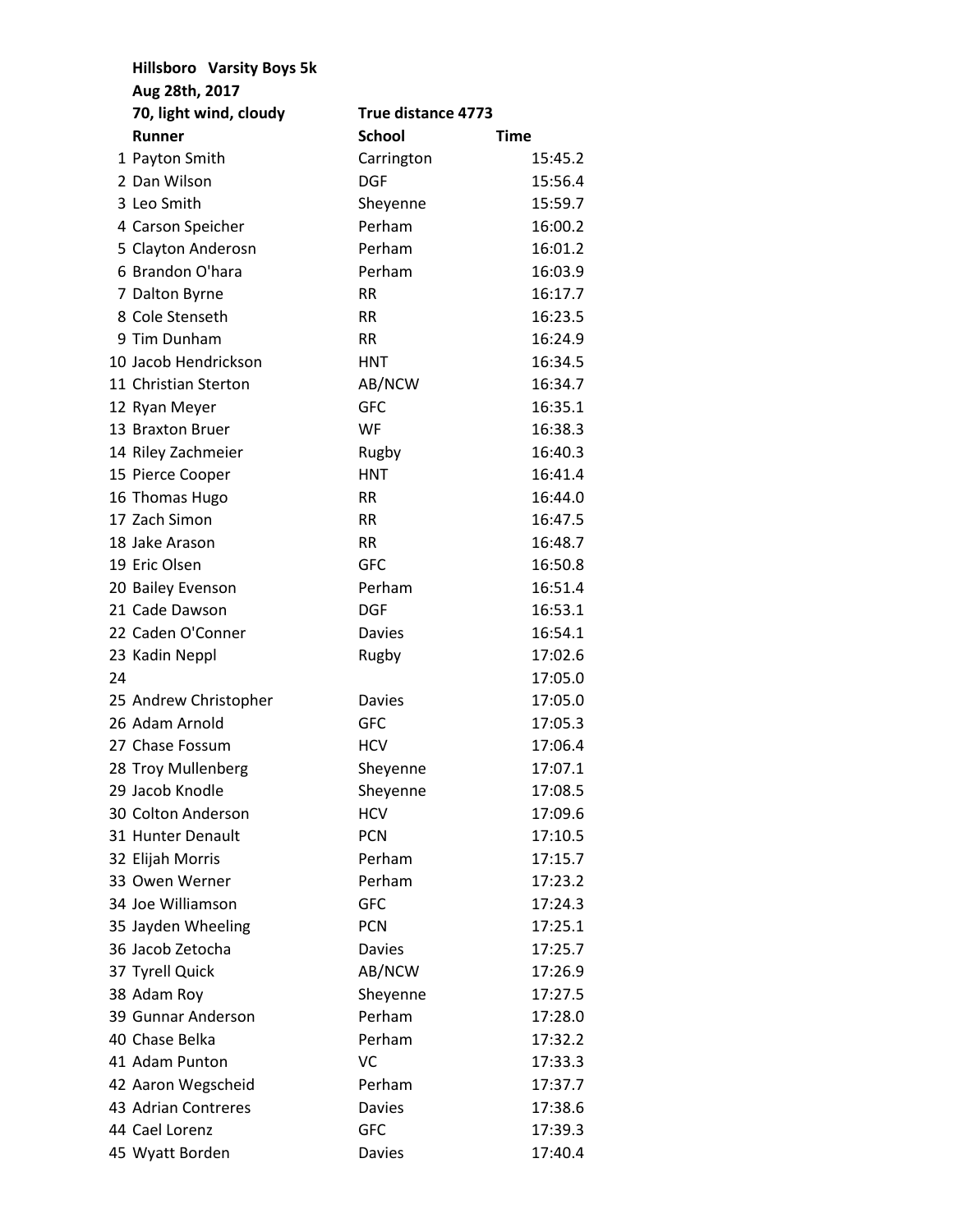**Hillsboro Varsity Boys 5k**

**Aug 28th, 2017**

**70, light wind, cloudy** **True distance 4773**

| | Runner | School | Time |
|---|---|---|---|
| 1 | Payton Smith | Carrington | 15:45.2 |
| 2 | Dan Wilson | DGF | 15:56.4 |
| 3 | Leo Smith | Sheyenne | 15:59.7 |
| 4 | Carson Speicher | Perham | 16:00.2 |
| 5 | Clayton Anderosn | Perham | 16:01.2 |
| 6 | Brandon O'hara | Perham | 16:03.9 |
| 7 | Dalton Byrne | RR | 16:17.7 |
| 8 | Cole Stenseth | RR | 16:23.5 |
| 9 | Tim Dunham | RR | 16:24.9 |
| 10 | Jacob Hendrickson | HNT | 16:34.5 |
| 11 | Christian Sterton | AB/NCW | 16:34.7 |
| 12 | Ryan Meyer | GFC | 16:35.1 |
| 13 | Braxton Bruer | WF | 16:38.3 |
| 14 | Riley Zachmeier | Rugby | 16:40.3 |
| 15 | Pierce Cooper | HNT | 16:41.4 |
| 16 | Thomas Hugo | RR | 16:44.0 |
| 17 | Zach Simon | RR | 16:47.5 |
| 18 | Jake Arason | RR | 16:48.7 |
| 19 | Eric Olsen | GFC | 16:50.8 |
| 20 | Bailey Evenson | Perham | 16:51.4 |
| 21 | Cade Dawson | DGF | 16:53.1 |
| 22 | Caden O'Conner | Davies | 16:54.1 |
| 23 | Kadin Neppl | Rugby | 17:02.6 |
| 24 | | | 17:05.0 |
| 25 | Andrew Christopher | Davies | 17:05.0 |
| 26 | Adam Arnold | GFC | 17:05.3 |
| 27 | Chase Fossum | HCV | 17:06.4 |
| 28 | Troy Mullenberg | Sheyenne | 17:07.1 |
| 29 | Jacob Knodle | Sheyenne | 17:08.5 |
| 30 | Colton Anderson | HCV | 17:09.6 |
| 31 | Hunter Denault | PCN | 17:10.5 |
| 32 | Elijah Morris | Perham | 17:15.7 |
| 33 | Owen Werner | Perham | 17:23.2 |
| 34 | Joe Williamson | GFC | 17:24.3 |
| 35 | Jayden Wheeling | PCN | 17:25.1 |
| 36 | Jacob Zetocha | Davies | 17:25.7 |
| 37 | Tyrell Quick | AB/NCW | 17:26.9 |
| 38 | Adam Roy | Sheyenne | 17:27.5 |
| 39 | Gunnar Anderson | Perham | 17:28.0 |
| 40 | Chase Belka | Perham | 17:32.2 |
| 41 | Adam Punton | VC | 17:33.3 |
| 42 | Aaron Wegscheid | Perham | 17:37.7 |
| 43 | Adrian Contreres | Davies | 17:38.6 |
| 44 | Cael Lorenz | GFC | 17:39.3 |
| 45 | Wyatt Borden | Davies | 17:40.4 |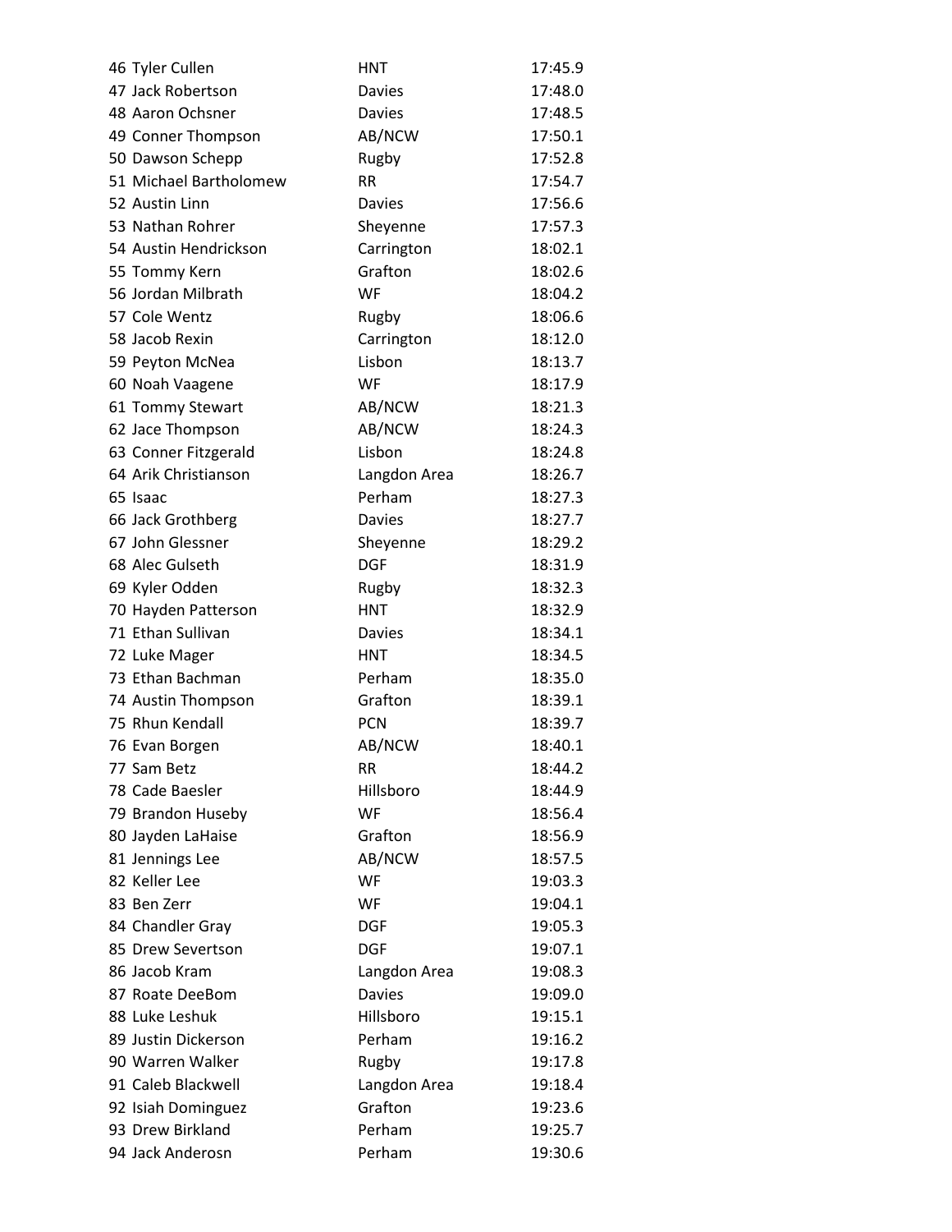| Place | Name | Team | Time |
|---|---|---|---|
| 46 | Tyler Cullen | HNT | 17:45.9 |
| 47 | Jack Robertson | Davies | 17:48.0 |
| 48 | Aaron Ochsner | Davies | 17:48.5 |
| 49 | Conner Thompson | AB/NCW | 17:50.1 |
| 50 | Dawson Schepp | Rugby | 17:52.8 |
| 51 | Michael Bartholomew | RR | 17:54.7 |
| 52 | Austin Linn | Davies | 17:56.6 |
| 53 | Nathan Rohrer | Sheyenne | 17:57.3 |
| 54 | Austin Hendrickson | Carrington | 18:02.1 |
| 55 | Tommy Kern | Grafton | 18:02.6 |
| 56 | Jordan Milbrath | WF | 18:04.2 |
| 57 | Cole Wentz | Rugby | 18:06.6 |
| 58 | Jacob Rexin | Carrington | 18:12.0 |
| 59 | Peyton McNea | Lisbon | 18:13.7 |
| 60 | Noah Vaagene | WF | 18:17.9 |
| 61 | Tommy Stewart | AB/NCW | 18:21.3 |
| 62 | Jace Thompson | AB/NCW | 18:24.3 |
| 63 | Conner Fitzgerald | Lisbon | 18:24.8 |
| 64 | Arik Christianson | Langdon Area | 18:26.7 |
| 65 | Isaac | Perham | 18:27.3 |
| 66 | Jack Grothberg | Davies | 18:27.7 |
| 67 | John Glessner | Sheyenne | 18:29.2 |
| 68 | Alec Gulseth | DGF | 18:31.9 |
| 69 | Kyler Odden | Rugby | 18:32.3 |
| 70 | Hayden Patterson | HNT | 18:32.9 |
| 71 | Ethan Sullivan | Davies | 18:34.1 |
| 72 | Luke Mager | HNT | 18:34.5 |
| 73 | Ethan Bachman | Perham | 18:35.0 |
| 74 | Austin Thompson | Grafton | 18:39.1 |
| 75 | Rhun Kendall | PCN | 18:39.7 |
| 76 | Evan Borgen | AB/NCW | 18:40.1 |
| 77 | Sam Betz | RR | 18:44.2 |
| 78 | Cade Baesler | Hillsboro | 18:44.9 |
| 79 | Brandon Huseby | WF | 18:56.4 |
| 80 | Jayden LaHaise | Grafton | 18:56.9 |
| 81 | Jennings Lee | AB/NCW | 18:57.5 |
| 82 | Keller Lee | WF | 19:03.3 |
| 83 | Ben Zerr | WF | 19:04.1 |
| 84 | Chandler Gray | DGF | 19:05.3 |
| 85 | Drew Severtson | DGF | 19:07.1 |
| 86 | Jacob Kram | Langdon Area | 19:08.3 |
| 87 | Roate DeeBom | Davies | 19:09.0 |
| 88 | Luke Leshuk | Hillsboro | 19:15.1 |
| 89 | Justin Dickerson | Perham | 19:16.2 |
| 90 | Warren Walker | Rugby | 19:17.8 |
| 91 | Caleb Blackwell | Langdon Area | 19:18.4 |
| 92 | Isiah Dominguez | Grafton | 19:23.6 |
| 93 | Drew Birkland | Perham | 19:25.7 |
| 94 | Jack Anderosn | Perham | 19:30.6 |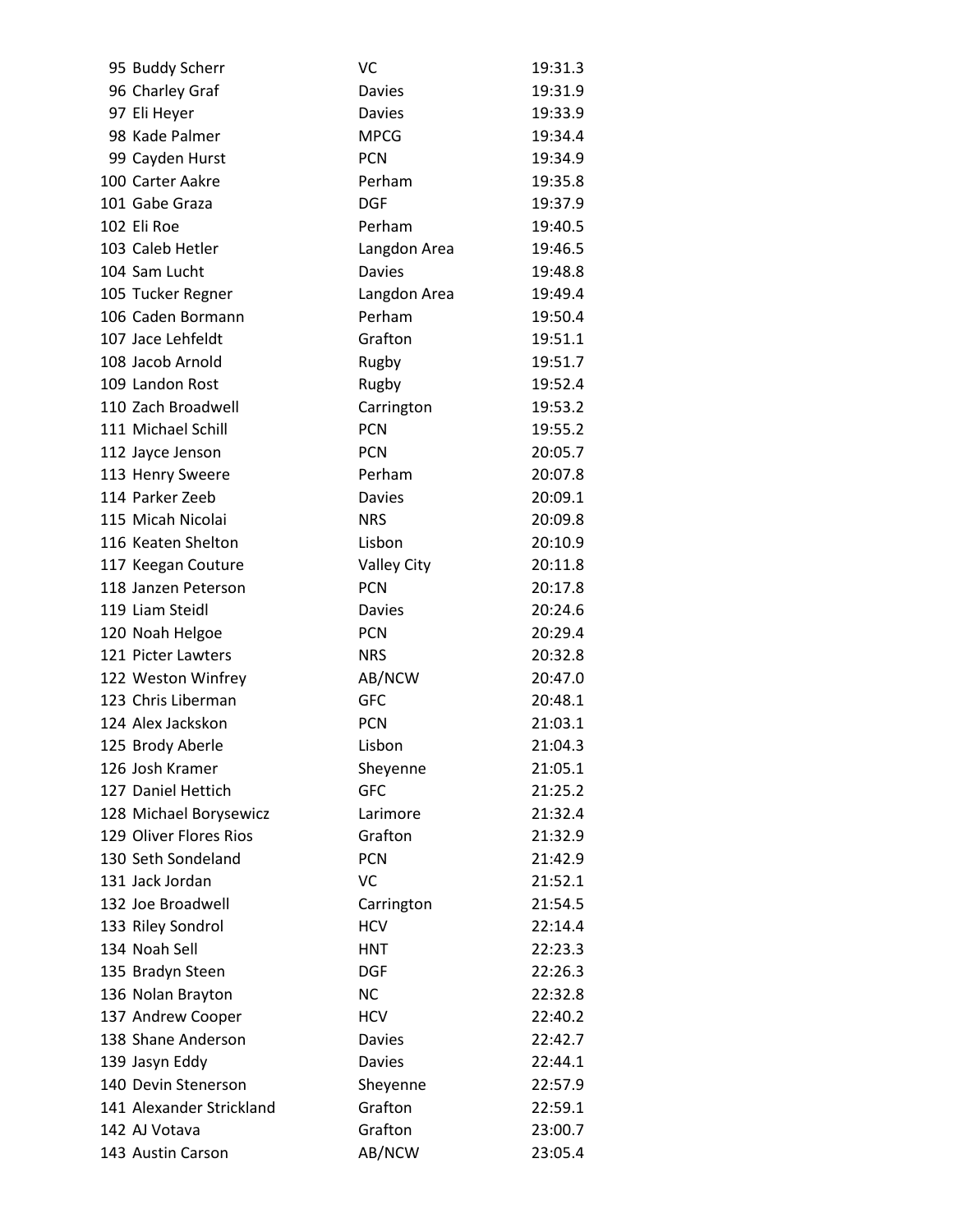| | | | |
|---|---|---|---|
| 95 | Buddy Scherr | VC | 19:31.3 |
| 96 | Charley Graf | Davies | 19:31.9 |
| 97 | Eli Heyer | Davies | 19:33.9 |
| 98 | Kade Palmer | MPCG | 19:34.4 |
| 99 | Cayden Hurst | PCN | 19:34.9 |
| 100 | Carter Aakre | Perham | 19:35.8 |
| 101 | Gabe Graza | DGF | 19:37.9 |
| 102 | Eli Roe | Perham | 19:40.5 |
| 103 | Caleb Hetler | Langdon Area | 19:46.5 |
| 104 | Sam Lucht | Davies | 19:48.8 |
| 105 | Tucker Regner | Langdon Area | 19:49.4 |
| 106 | Caden Bormann | Perham | 19:50.4 |
| 107 | Jace Lehfeldt | Grafton | 19:51.1 |
| 108 | Jacob Arnold | Rugby | 19:51.7 |
| 109 | Landon Rost | Rugby | 19:52.4 |
| 110 | Zach Broadwell | Carrington | 19:53.2 |
| 111 | Michael Schill | PCN | 19:55.2 |
| 112 | Jayce Jenson | PCN | 20:05.7 |
| 113 | Henry Sweere | Perham | 20:07.8 |
| 114 | Parker Zeeb | Davies | 20:09.1 |
| 115 | Micah Nicolai | NRS | 20:09.8 |
| 116 | Keaten Shelton | Lisbon | 20:10.9 |
| 117 | Keegan Couture | Valley City | 20:11.8 |
| 118 | Janzen Peterson | PCN | 20:17.8 |
| 119 | Liam Steidl | Davies | 20:24.6 |
| 120 | Noah Helgoe | PCN | 20:29.4 |
| 121 | Picter Lawters | NRS | 20:32.8 |
| 122 | Weston Winfrey | AB/NCW | 20:47.0 |
| 123 | Chris Liberman | GFC | 20:48.1 |
| 124 | Alex Jackskon | PCN | 21:03.1 |
| 125 | Brody Aberle | Lisbon | 21:04.3 |
| 126 | Josh Kramer | Sheyenne | 21:05.1 |
| 127 | Daniel Hettich | GFC | 21:25.2 |
| 128 | Michael Borysewicz | Larimore | 21:32.4 |
| 129 | Oliver Flores Rios | Grafton | 21:32.9 |
| 130 | Seth Sondeland | PCN | 21:42.9 |
| 131 | Jack Jordan | VC | 21:52.1 |
| 132 | Joe Broadwell | Carrington | 21:54.5 |
| 133 | Riley Sondrol | HCV | 22:14.4 |
| 134 | Noah Sell | HNT | 22:23.3 |
| 135 | Bradyn Steen | DGF | 22:26.3 |
| 136 | Nolan Brayton | NC | 22:32.8 |
| 137 | Andrew Cooper | HCV | 22:40.2 |
| 138 | Shane Anderson | Davies | 22:42.7 |
| 139 | Jasyn Eddy | Davies | 22:44.1 |
| 140 | Devin Stenerson | Sheyenne | 22:57.9 |
| 141 | Alexander Strickland | Grafton | 22:59.1 |
| 142 | AJ Votava | Grafton | 23:00.7 |
| 143 | Austin Carson | AB/NCW | 23:05.4 |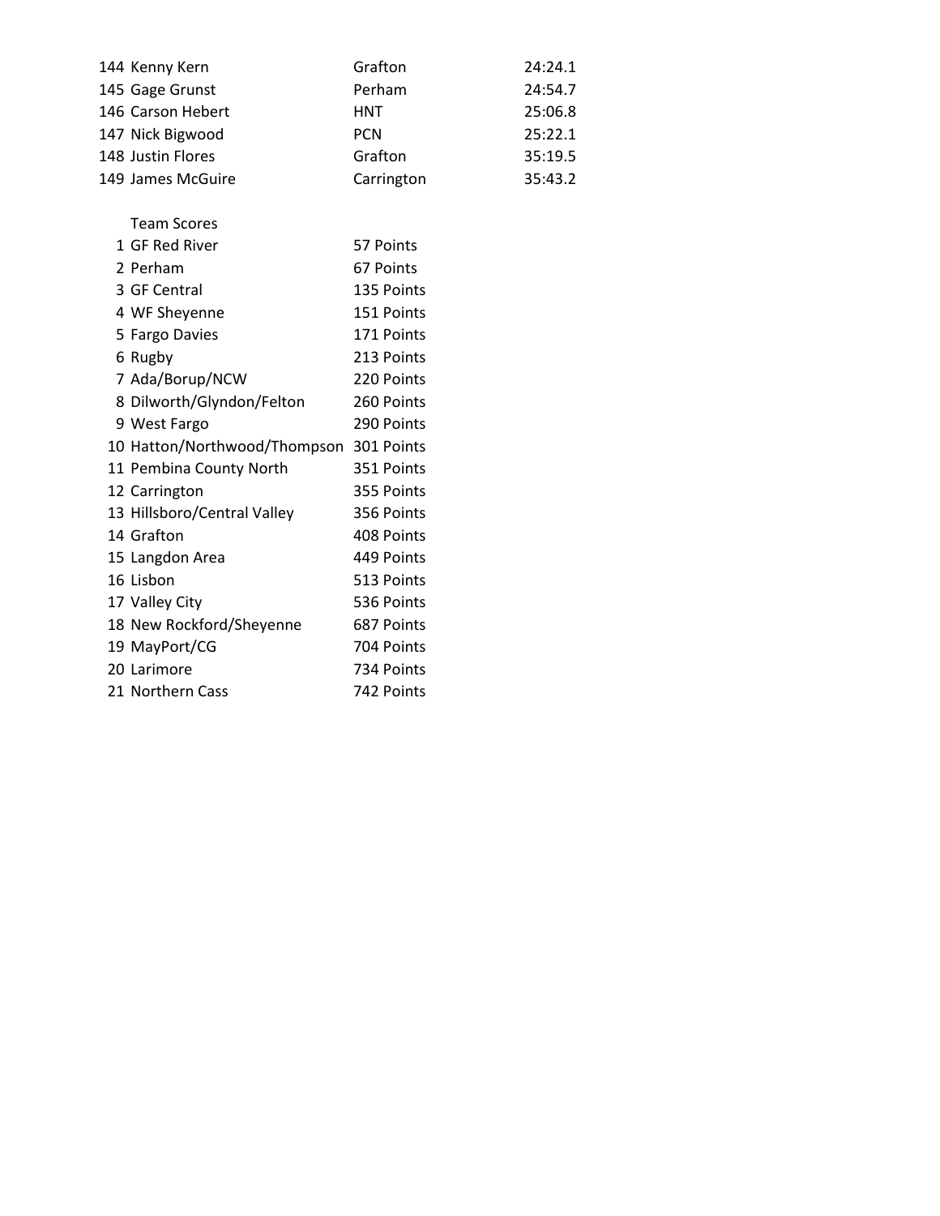| | | | |
|---|---|---|---|
| 144 | Kenny Kern | Grafton | 24:24.1 |
| 145 | Gage Grunst | Perham | 24:54.7 |
| 146 | Carson Hebert | HNT | 25:06.8 |
| 147 | Nick Bigwood | PCN | 25:22.1 |
| 148 | Justin Flores | Grafton | 35:19.5 |
| 149 | James McGuire | Carrington | 35:43.2 |

Team Scores

| | | |
|---|---|---|
| 1 | GF Red River | 57 Points |
| 2 | Perham | 67 Points |
| 3 | GF Central | 135 Points |
| 4 | WF Sheyenne | 151 Points |
| 5 | Fargo Davies | 171 Points |
| 6 | Rugby | 213 Points |
| 7 | Ada/Borup/NCW | 220 Points |
| 8 | Dilworth/Glyndon/Felton | 260 Points |
| 9 | West Fargo | 290 Points |
| 10 | Hatton/Northwood/Thompson | 301 Points |
| 11 | Pembina County North | 351 Points |
| 12 | Carrington | 355 Points |
| 13 | Hillsboro/Central Valley | 356 Points |
| 14 | Grafton | 408 Points |
| 15 | Langdon Area | 449 Points |
| 16 | Lisbon | 513 Points |
| 17 | Valley City | 536 Points |
| 18 | New Rockford/Sheyenne | 687 Points |
| 19 | MayPort/CG | 704 Points |
| 20 | Larimore | 734 Points |
| 21 | Northern Cass | 742 Points |